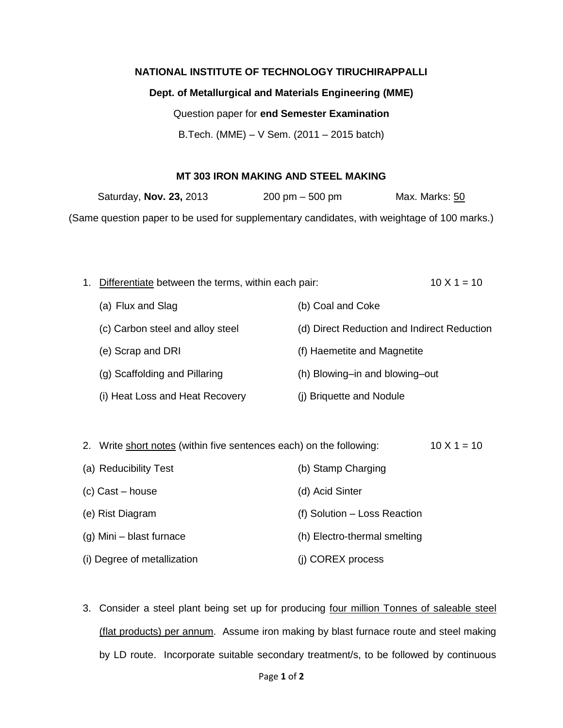**NATIONAL INSTITUTE OF TECHNOLOGY TIRUCHIRAPPALLI**

**Dept. of Metallurgical and Materials Engineering (MME)**

Question paper for **end Semester Examination**

B.Tech. (MME) – V Sem. (2011 – 2015 batch)

**MT 303 IRON MAKING AND STEEL MAKING**

Saturday, **Nov. 23,** 2013 200 pm – 500 pm Max. Marks: 50

(Same question paper to be used for supplementary candidates, with weightage of 100 marks.)

1. Differentiate between the terms, within each pair: 10 X 1 = 10

   (a) Flux and Slag
   (b) Coal and Coke
   (c) Carbon steel and alloy steel
   (d) Direct Reduction and Indirect Reduction
   (e) Scrap and DRI
   (f) Haemetite and Magnetite
   (g) Scaffolding and Pillaring
   (h) Blowing–in and blowing–out
   (i) Heat Loss and Heat Recovery
   (j) Briquette and Nodule

2. Write short notes (within five sentences each) on the following: 10 X 1 = 10

   (a) Reducibility Test
   (b) Stamp Charging
   (c) Cast – house
   (d) Acid Sinter
   (e) Rist Diagram
   (f) Solution – Loss Reaction
   (g) Mini – blast furnace
   (h) Electro-thermal smelting
   (i) Degree of metallization
   (j) COREX process

3. Consider a steel plant being set up for producing four million Tonnes of saleable steel (flat products) per annum. Assume iron making by blast furnace route and steel making by LD route. Incorporate suitable secondary treatment/s, to be followed by continuous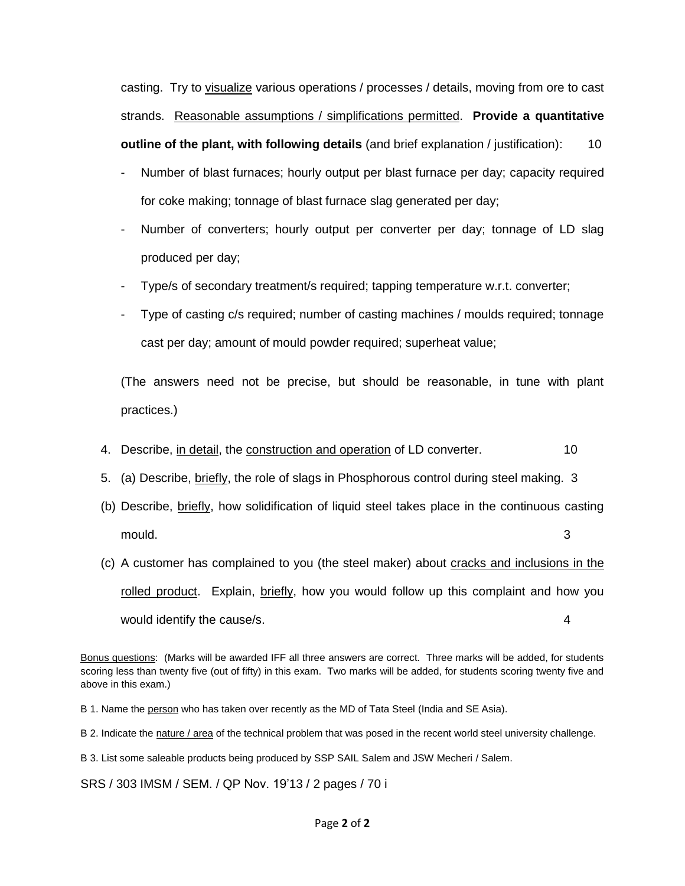casting. Try to visualize various operations / processes / details, moving from ore to cast strands. Reasonable assumptions / simplifications permitted. **Provide a quantitative outline of the plant, with following details** (and brief explanation / justification): 10

- Number of blast furnaces; hourly output per blast furnace per day; capacity required for coke making; tonnage of blast furnace slag generated per day;
- Number of converters; hourly output per converter per day; tonnage of LD slag produced per day;
- Type/s of secondary treatment/s required; tapping temperature w.r.t. converter;
- Type of casting c/s required; number of casting machines / moulds required; tonnage cast per day; amount of mould powder required; superheat value;

(The answers need not be precise, but should be reasonable, in tune with plant practices.)

4. Describe, in detail, the construction and operation of LD converter. 10

5. (a) Describe, briefly, the role of slags in Phosphorous control during steel making. 3

(b) Describe, briefly, how solidification of liquid steel takes place in the continuous casting mould. 3

(c) A customer has complained to you (the steel maker) about cracks and inclusions in the rolled product. Explain, briefly, how you would follow up this complaint and how you would identify the cause/s. 4

Bonus questions: (Marks will be awarded IFF all three answers are correct. Three marks will be added, for students scoring less than twenty five (out of fifty) in this exam. Two marks will be added, for students scoring twenty five and above in this exam.)

B 1. Name the person who has taken over recently as the MD of Tata Steel (India and SE Asia).

B 2. Indicate the nature / area of the technical problem that was posed in the recent world steel university challenge.

B 3. List some saleable products being produced by SSP SAIL Salem and JSW Mecheri / Salem.

SRS / 303 IMSM / SEM. / QP Nov. 19'13 / 2 pages / 70 i